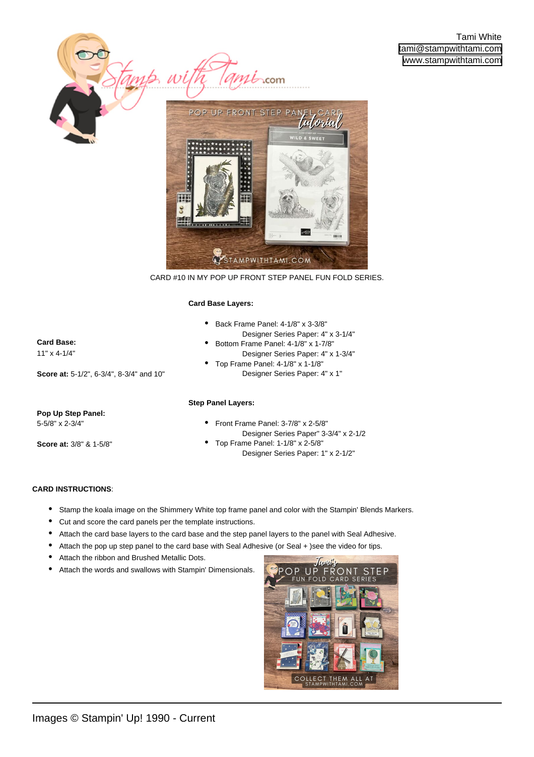Tami White
tami@stampwithtami.com
www.stampwithtami.com

CARD #10 IN MY POP UP FRONT STEP PANEL FUN FOLD SERIES.

**Card Base:**
11" x 4-1/4"

**Score at:** 5-1/2", 6-3/4", 8-3/4" and 10"

**Card Base Layers:**

- Back Frame Panel: 4-1/8" x 3-3/8"
  Designer Series Paper: 4" x 3-1/4"
- Bottom Frame Panel: 4-1/8" x 1-7/8"
  Designer Series Paper: 4" x 1-3/4"
- Top Frame Panel: 4-1/8" x 1-1/8"
  Designer Series Paper: 4" x 1"

**Pop Up Step Panel:**
5-5/8" x 2-3/4"

**Score at:** 3/8" & 1-5/8"

**Step Panel Layers:**

- Front Frame Panel: 3-7/8" x 2-5/8"
  Designer Series Paper" 3-3/4" x 2-1/2
- Top Frame Panel: 1-1/8" x 2-5/8"
  Designer Series Paper: 1" x 2-1/2"

**CARD INSTRUCTIONS**:

- Stamp the koala image on the Shimmery White top frame panel and color with the Stampin' Blends Markers.
- Cut and score the card panels per the template instructions.
- Attach the card base layers to the card base and the step panel layers to the panel with Seal Adhesive.
- Attach the pop up step panel to the card base with Seal Adhesive (or Seal + )see the video for tips.
- Attach the ribbon and Brushed Metallic Dots.
- Attach the words and swallows with Stampin' Dimensionals.

Images © Stampin' Up! 1990 - Current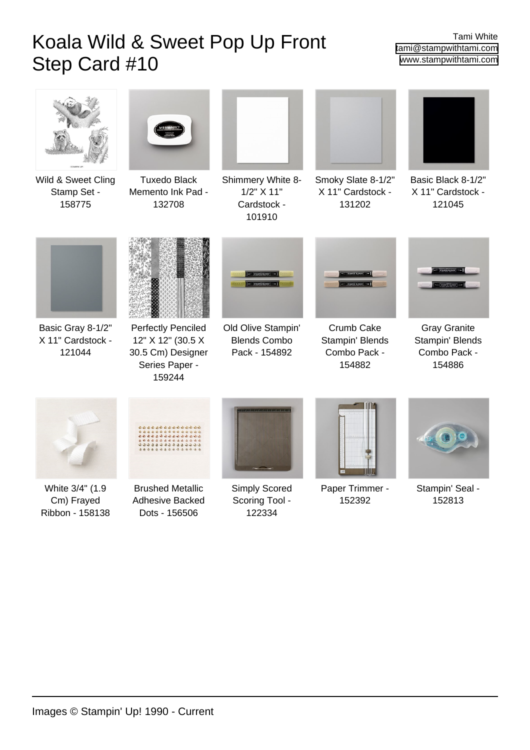# Koala Wild & Sweet Pop Up Front Step Card #10

Tami White
tami@stampwithtami.com
www.stampwithtami.com

| | | | | |
|---|---|---|---|---|
| Wild & Sweet Cling Stamp Set - 158775 | Tuxedo Black Memento Ink Pad - 132708 | Shimmery White 8-1/2" X 11" Cardstock - 101910 | Smoky Slate 8-1/2" X 11" Cardstock - 131202 | Basic Black 8-1/2" X 11" Cardstock - 121045 |
| Basic Gray 8-1/2" X 11" Cardstock - 121044 | Perfectly Penciled 12" X 12" (30.5 X 30.5 Cm) Designer Series Paper - 159244 | Old Olive Stampin' Blends Combo Pack - 154892 | Crumb Cake Stampin' Blends Combo Pack - 154882 | Gray Granite Stampin' Blends Combo Pack - 154886 |
| White 3/4" (1.9 Cm) Frayed Ribbon - 158138 | Brushed Metallic Adhesive Backed Dots - 156506 | Simply Scored Scoring Tool - 122334 | Paper Trimmer - 152392 | Stampin' Seal - 152813 |

Images © Stampin' Up! 1990 - Current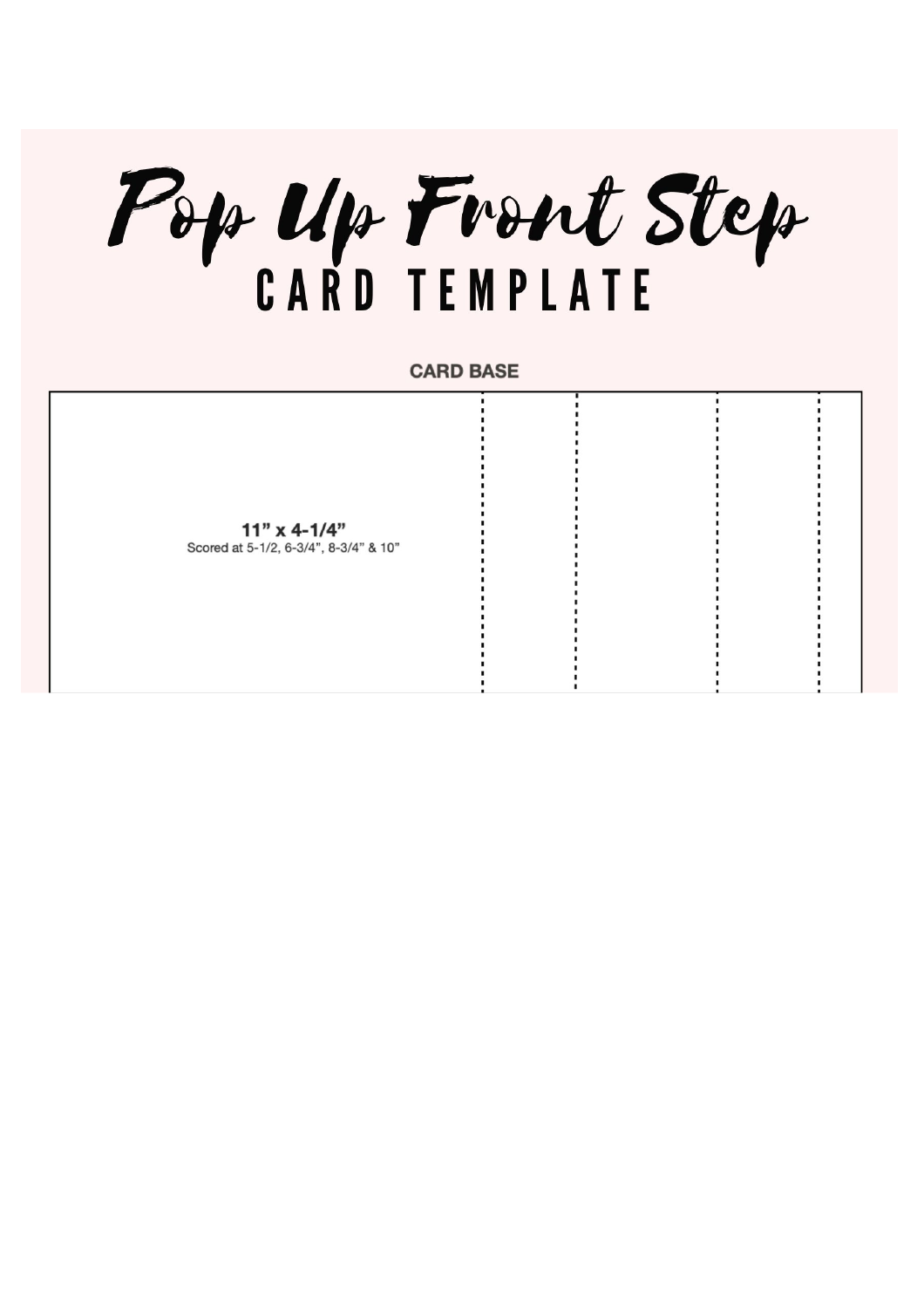# Pop Up Front Step

## CARD TEMPLATE

**CARD BASE**

**11” x 4-1/4”**

Scored at 5-1/2, 6-3/4”, 8-3/4” & 10”